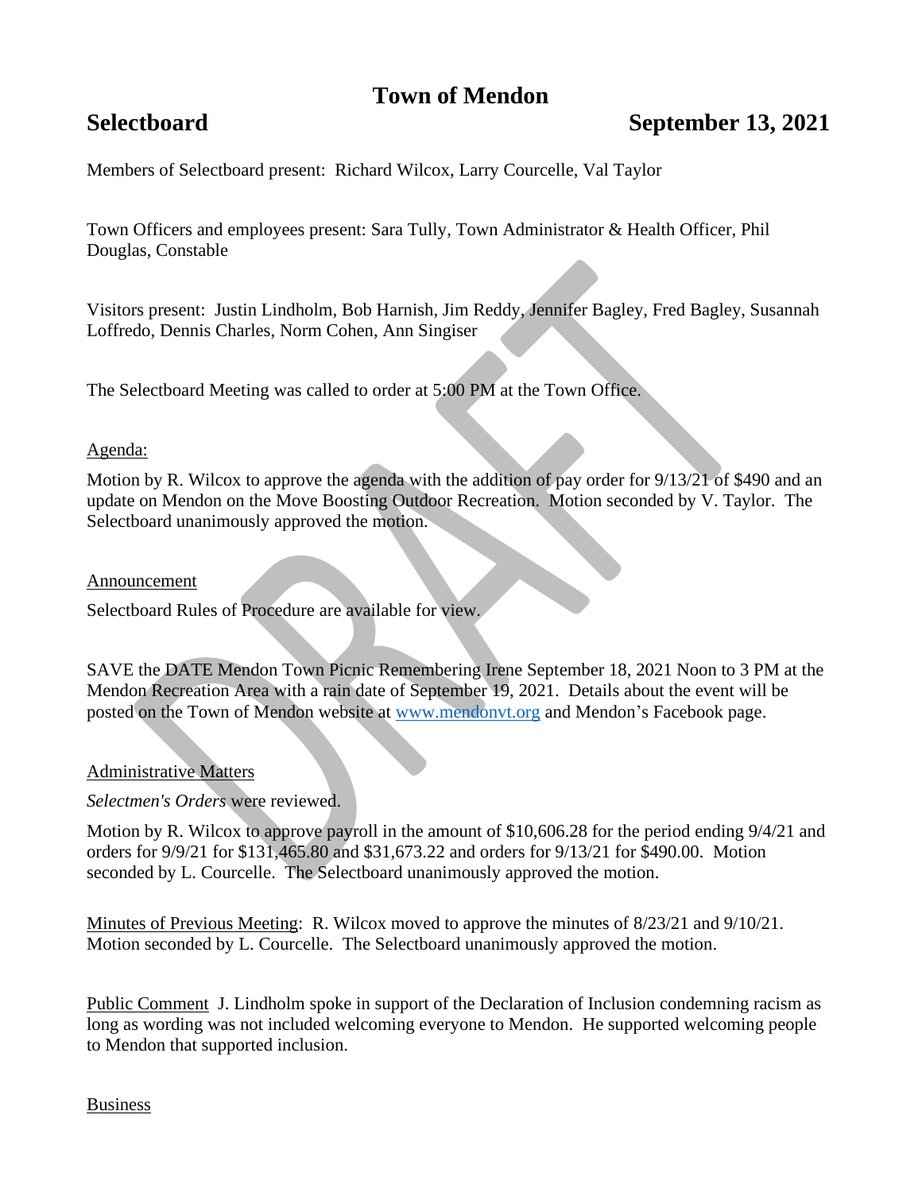# Town of Mendon

**Selectboard** **September 13, 2021**

Members of Selectboard present: Richard Wilcox, Larry Courcelle, Val Taylor

Town Officers and employees present: Sara Tully, Town Administrator & Health Officer, Phil Douglas, Constable

Visitors present: Justin Lindholm, Bob Harnish, Jim Reddy, Jennifer Bagley, Fred Bagley, Susannah Loffredo, Dennis Charles, Norm Cohen, Ann Singiser

The Selectboard Meeting was called to order at 5:00 PM at the Town Office.

Agenda:

Motion by R. Wilcox to approve the agenda with the addition of pay order for 9/13/21 of $490 and an update on Mendon on the Move Boosting Outdoor Recreation. Motion seconded by V. Taylor. The Selectboard unanimously approved the motion.

Announcement

Selectboard Rules of Procedure are available for view.

SAVE the DATE Mendon Town Picnic Remembering Irene September 18, 2021 Noon to 3 PM at the Mendon Recreation Area with a rain date of September 19, 2021. Details about the event will be posted on the Town of Mendon website at [www.mendonvt.org](www.mendonvt.org) and Mendon's Facebook page.

Administrative Matters

*Selectmen's Orders* were reviewed.

Motion by R. Wilcox to approve payroll in the amount of $10,606.28 for the period ending 9/4/21 and orders for 9/9/21 for $131,465.80 and $31,673.22 and orders for 9/13/21 for $490.00. Motion seconded by L. Courcelle. The Selectboard unanimously approved the motion.

Minutes of Previous Meeting: R. Wilcox moved to approve the minutes of 8/23/21 and 9/10/21. Motion seconded by L. Courcelle. The Selectboard unanimously approved the motion.

Public Comment J. Lindholm spoke in support of the Declaration of Inclusion condemning racism as long as wording was not included welcoming everyone to Mendon. He supported welcoming people to Mendon that supported inclusion.

Business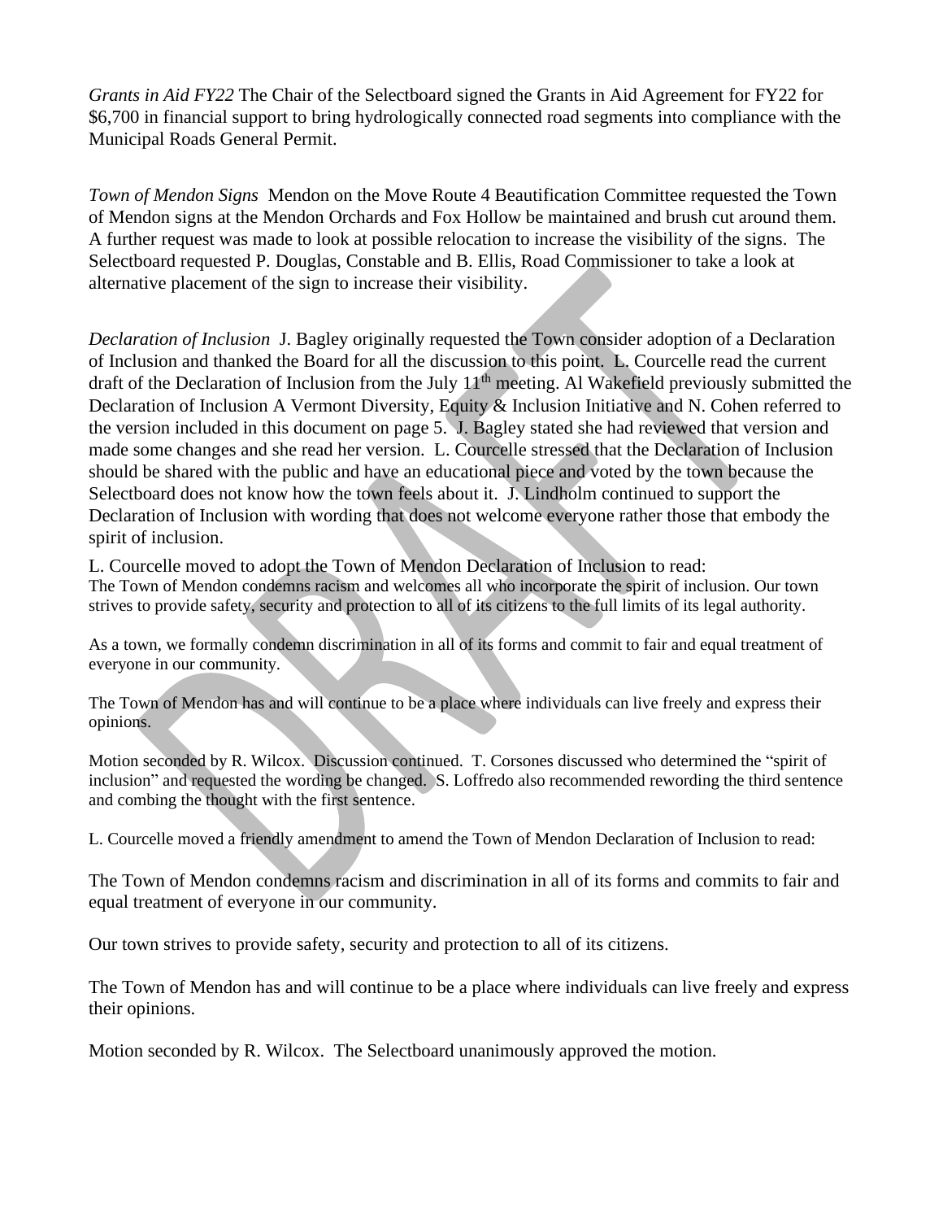*Grants in Aid FY22* The Chair of the Selectboard signed the Grants in Aid Agreement for FY22 for $6,700 in financial support to bring hydrologically connected road segments into compliance with the Municipal Roads General Permit.

*Town of Mendon Signs* Mendon on the Move Route 4 Beautification Committee requested the Town of Mendon signs at the Mendon Orchards and Fox Hollow be maintained and brush cut around them. A further request was made to look at possible relocation to increase the visibility of the signs. The Selectboard requested P. Douglas, Constable and B. Ellis, Road Commissioner to take a look at alternative placement of the sign to increase their visibility.

*Declaration of Inclusion* J. Bagley originally requested the Town consider adoption of a Declaration of Inclusion and thanked the Board for all the discussion to this point. L. Courcelle read the current draft of the Declaration of Inclusion from the July 11th meeting. Al Wakefield previously submitted the Declaration of Inclusion A Vermont Diversity, Equity & Inclusion Initiative and N. Cohen referred to the version included in this document on page 5. J. Bagley stated she had reviewed that version and made some changes and she read her version. L. Courcelle stressed that the Declaration of Inclusion should be shared with the public and have an educational piece and voted by the town because the Selectboard does not know how the town feels about it. J. Lindholm continued to support the Declaration of Inclusion with wording that does not welcome everyone rather those that embody the spirit of inclusion.

L. Courcelle moved to adopt the Town of Mendon Declaration of Inclusion to read:
The Town of Mendon condemns racism and welcomes all who incorporate the spirit of inclusion. Our town strives to provide safety, security and protection to all of its citizens to the full limits of its legal authority.

As a town, we formally condemn discrimination in all of its forms and commit to fair and equal treatment of everyone in our community.

The Town of Mendon has and will continue to be a place where individuals can live freely and express their opinions.

Motion seconded by R. Wilcox. Discussion continued. T. Corsones discussed who determined the "spirit of inclusion" and requested the wording be changed. S. Loffredo also recommended rewording the third sentence and combing the thought with the first sentence.

L. Courcelle moved a friendly amendment to amend the Town of Mendon Declaration of Inclusion to read:

The Town of Mendon condemns racism and discrimination in all of its forms and commits to fair and equal treatment of everyone in our community.

Our town strives to provide safety, security and protection to all of its citizens.

The Town of Mendon has and will continue to be a place where individuals can live freely and express their opinions.

Motion seconded by R. Wilcox. The Selectboard unanimously approved the motion.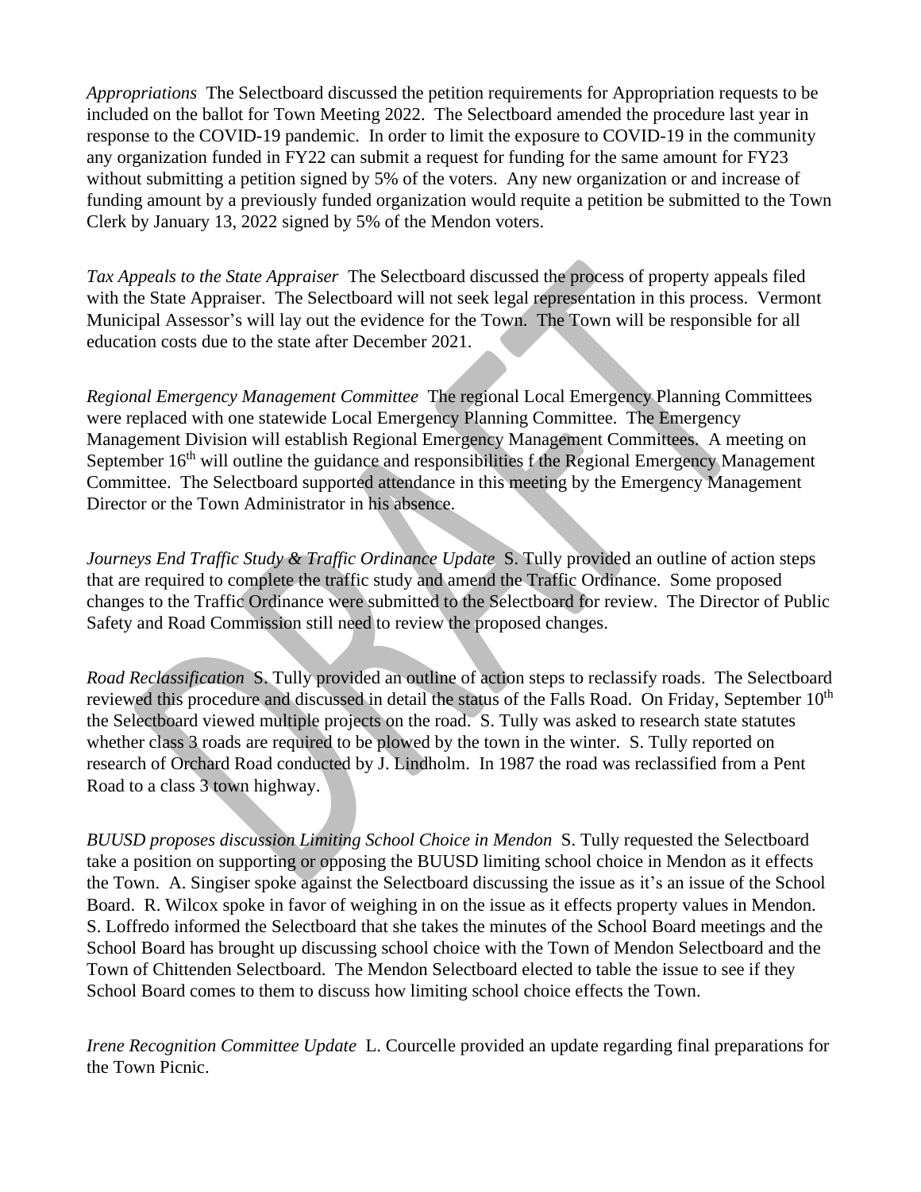*Appropriations* The Selectboard discussed the petition requirements for Appropriation requests to be included on the ballot for Town Meeting 2022. The Selectboard amended the procedure last year in response to the COVID-19 pandemic. In order to limit the exposure to COVID-19 in the community any organization funded in FY22 can submit a request for funding for the same amount for FY23 without submitting a petition signed by 5% of the voters. Any new organization or and increase of funding amount by a previously funded organization would requite a petition be submitted to the Town Clerk by January 13, 2022 signed by 5% of the Mendon voters.

*Tax Appeals to the State Appraiser* The Selectboard discussed the process of property appeals filed with the State Appraiser. The Selectboard will not seek legal representation in this process. Vermont Municipal Assessor's will lay out the evidence for the Town. The Town will be responsible for all education costs due to the state after December 2021.

*Regional Emergency Management Committee* The regional Local Emergency Planning Committees were replaced with one statewide Local Emergency Planning Committee. The Emergency Management Division will establish Regional Emergency Management Committees. A meeting on September 16th will outline the guidance and responsibilities f the Regional Emergency Management Committee. The Selectboard supported attendance in this meeting by the Emergency Management Director or the Town Administrator in his absence.

*Journeys End Traffic Study & Traffic Ordinance Update* S. Tully provided an outline of action steps that are required to complete the traffic study and amend the Traffic Ordinance. Some proposed changes to the Traffic Ordinance were submitted to the Selectboard for review. The Director of Public Safety and Road Commission still need to review the proposed changes.

*Road Reclassification* S. Tully provided an outline of action steps to reclassify roads. The Selectboard reviewed this procedure and discussed in detail the status of the Falls Road. On Friday, September 10th the Selectboard viewed multiple projects on the road. S. Tully was asked to research state statutes whether class 3 roads are required to be plowed by the town in the winter. S. Tully reported on research of Orchard Road conducted by J. Lindholm. In 1987 the road was reclassified from a Pent Road to a class 3 town highway.

*BUUSD proposes discussion Limiting School Choice in Mendon* S. Tully requested the Selectboard take a position on supporting or opposing the BUUSD limiting school choice in Mendon as it effects the Town. A. Singiser spoke against the Selectboard discussing the issue as it's an issue of the School Board. R. Wilcox spoke in favor of weighing in on the issue as it effects property values in Mendon. S. Loffredo informed the Selectboard that she takes the minutes of the School Board meetings and the School Board has brought up discussing school choice with the Town of Mendon Selectboard and the Town of Chittenden Selectboard. The Mendon Selectboard elected to table the issue to see if they School Board comes to them to discuss how limiting school choice effects the Town.

*Irene Recognition Committee Update* L. Courcelle provided an update regarding final preparations for the Town Picnic.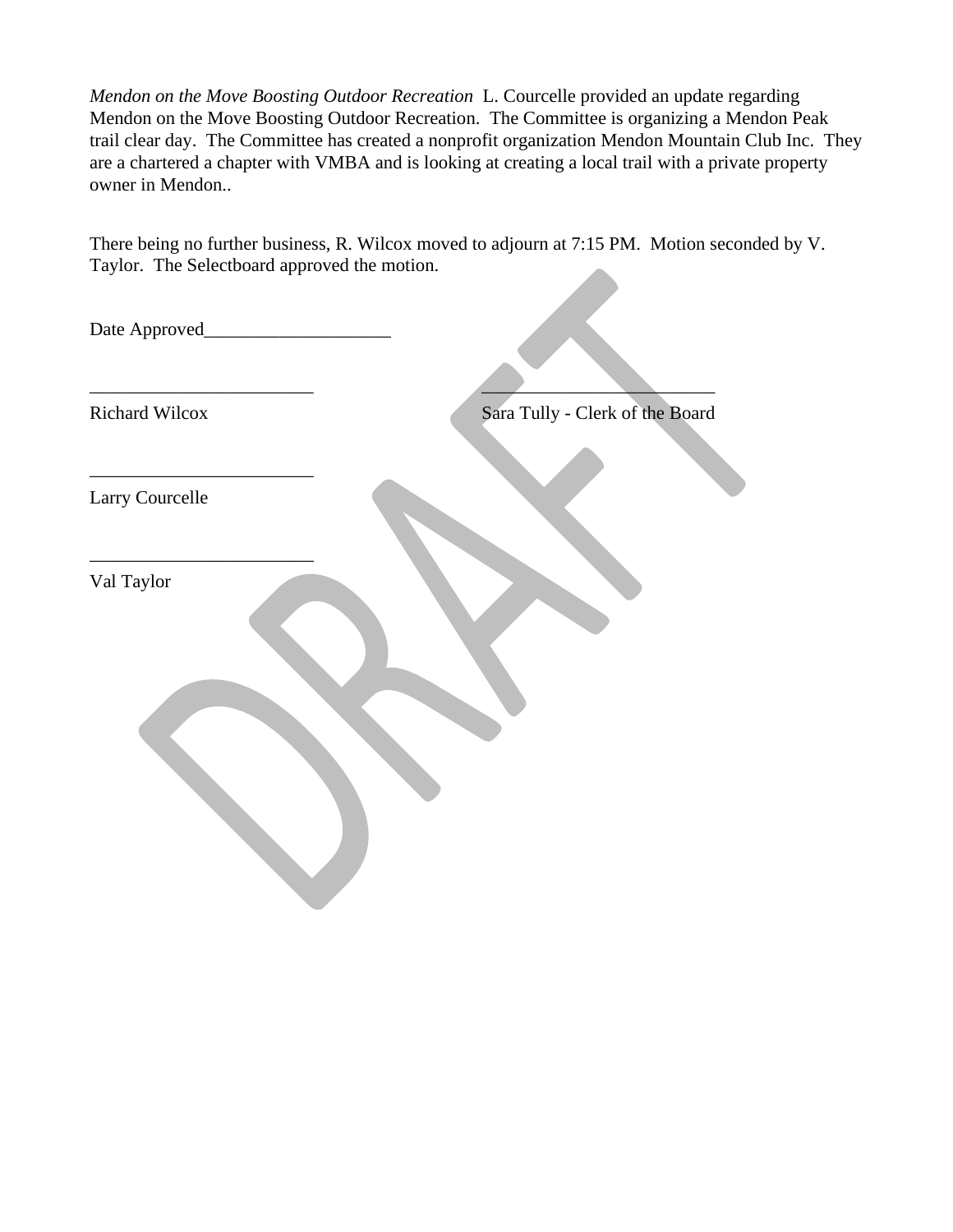*Mendon on the Move Boosting Outdoor Recreation* L. Courcelle provided an update regarding Mendon on the Move Boosting Outdoor Recreation. The Committee is organizing a Mendon Peak trail clear day. The Committee has created a nonprofit organization Mendon Mountain Club Inc. They are a chartered a chapter with VMBA and is looking at creating a local trail with a private property owner in Mendon..

There being no further business, R. Wilcox moved to adjourn at 7:15 PM. Motion seconded by V. Taylor. The Selectboard approved the motion.

Date Approved____________________

________________________

Richard Wilcox

________________________

Sara Tully - Clerk of the Board

________________________

Larry Courcelle

________________________

Val Taylor

DRAFT